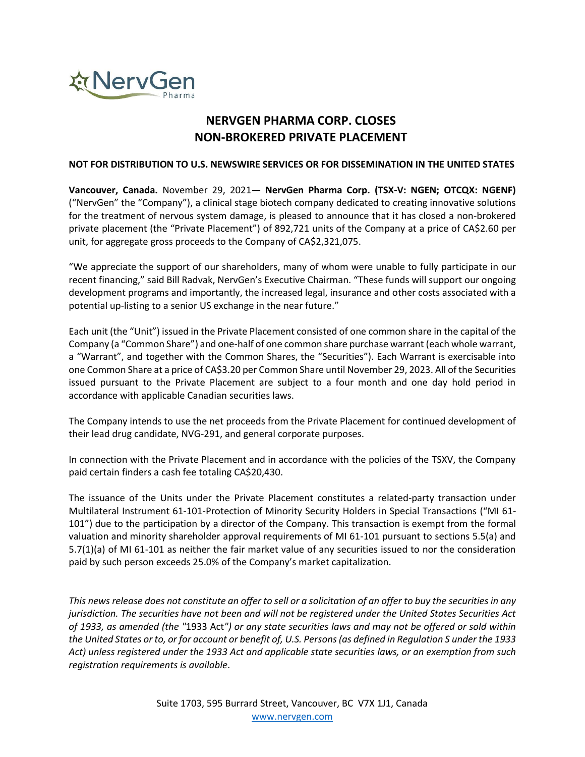# NERVGEN PHARMA CORP. CLOSES NON-BROKERED PRIVATE PLACEMENT

**NOT FOR DISTRIBUTION TO U.S. NEWSWIRE SERVICES OR FOR DISSEMINATION IN THE UNITED STATES**

**Vancouver, Canada.** November 29, 2021**— NervGen Pharma Corp. (TSX-V: NGEN; OTCQX: NGENF)** ("NervGen" the "Company"), a clinical stage biotech company dedicated to creating innovative solutions for the treatment of nervous system damage, is pleased to announce that it has closed a non-brokered private placement (the "Private Placement") of 892,721 units of the Company at a price of CA$2.60 per unit, for aggregate gross proceeds to the Company of CA$2,321,075.

"We appreciate the support of our shareholders, many of whom were unable to fully participate in our recent financing," said Bill Radvak, NervGen's Executive Chairman. "These funds will support our ongoing development programs and importantly, the increased legal, insurance and other costs associated with a potential up-listing to a senior US exchange in the near future."

Each unit (the "Unit") issued in the Private Placement consisted of one common share in the capital of the Company (a "Common Share") and one-half of one common share purchase warrant (each whole warrant, a "Warrant", and together with the Common Shares, the "Securities"). Each Warrant is exercisable into one Common Share at a price of CA$3.20 per Common Share until November 29, 2023. All of the Securities issued pursuant to the Private Placement are subject to a four month and one day hold period in accordance with applicable Canadian securities laws.

The Company intends to use the net proceeds from the Private Placement for continued development of their lead drug candidate, NVG-291, and general corporate purposes.

In connection with the Private Placement and in accordance with the policies of the TSXV, the Company paid certain finders a cash fee totaling CA$20,430.

The issuance of the Units under the Private Placement constitutes a related-party transaction under Multilateral Instrument 61-101-Protection of Minority Security Holders in Special Transactions ("MI 61-101") due to the participation by a director of the Company. This transaction is exempt from the formal valuation and minority shareholder approval requirements of MI 61-101 pursuant to sections 5.5(a) and 5.7(1)(a) of MI 61-101 as neither the fair market value of any securities issued to nor the consideration paid by such person exceeds 25.0% of the Company's market capitalization.

*This news release does not constitute an offer to sell or a solicitation of an offer to buy the securities in any jurisdiction. The securities have not been and will not be registered under the United States Securities Act of 1933, as amended (the* "1933 Act"*) or any state securities laws and may not be offered or sold within the United States or to, or for account or benefit of, U.S. Persons (as defined in Regulation S under the 1933 Act) unless registered under the 1933 Act and applicable state securities laws, or an exemption from such registration requirements is available*.

Suite 1703, 595 Burrard Street, Vancouver, BC V7X 1J1, Canada
www.nervgen.com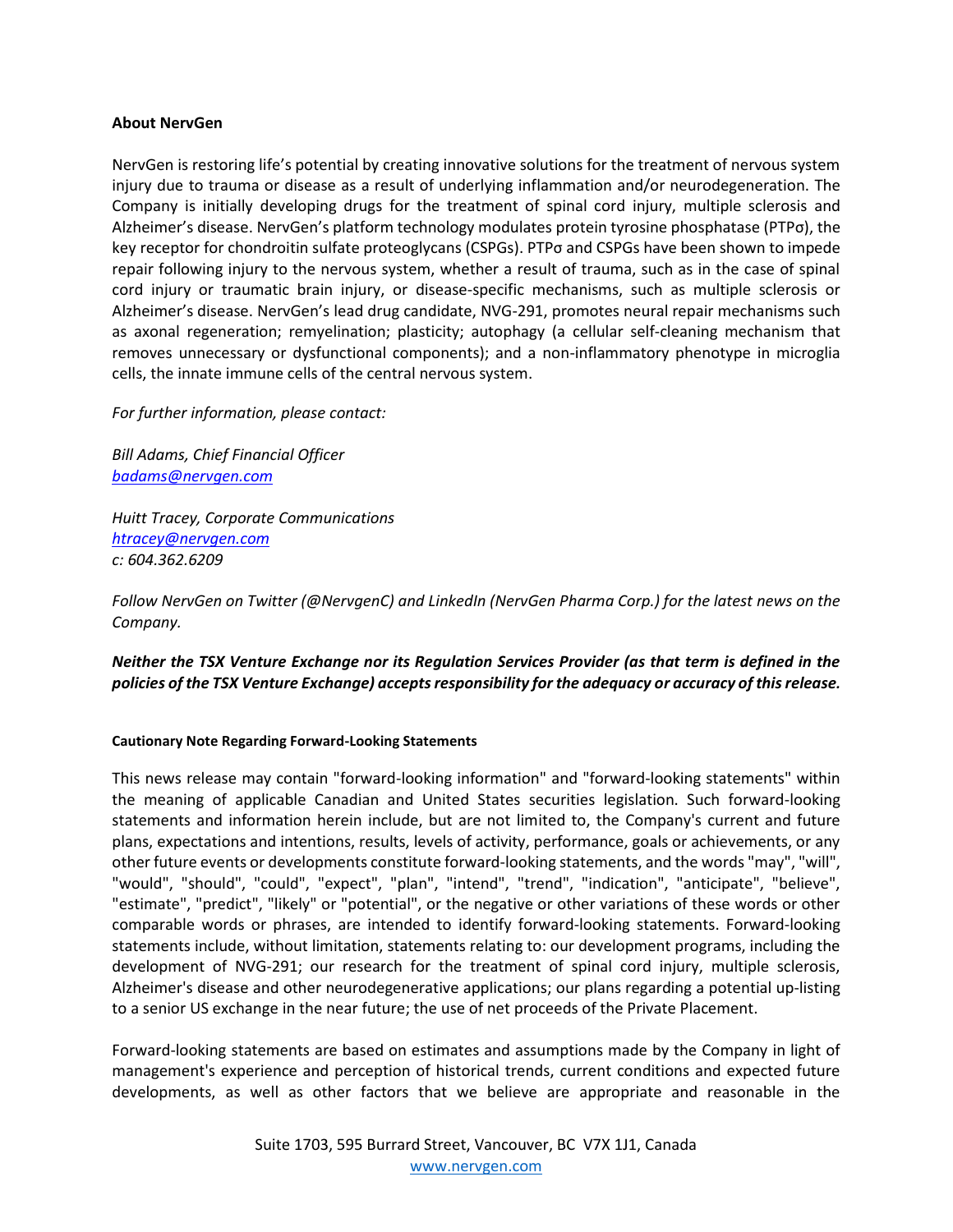**About NervGen**

NervGen is restoring life's potential by creating innovative solutions for the treatment of nervous system injury due to trauma or disease as a result of underlying inflammation and/or neurodegeneration. The Company is initially developing drugs for the treatment of spinal cord injury, multiple sclerosis and Alzheimer's disease. NervGen's platform technology modulates protein tyrosine phosphatase (PTPσ), the key receptor for chondroitin sulfate proteoglycans (CSPGs). PTPσ and CSPGs have been shown to impede repair following injury to the nervous system, whether a result of trauma, such as in the case of spinal cord injury or traumatic brain injury, or disease-specific mechanisms, such as multiple sclerosis or Alzheimer's disease. NervGen's lead drug candidate, NVG-291, promotes neural repair mechanisms such as axonal regeneration; remyelination; plasticity; autophagy (a cellular self-cleaning mechanism that removes unnecessary or dysfunctional components); and a non-inflammatory phenotype in microglia cells, the innate immune cells of the central nervous system.

*For further information, please contact:*

*Bill Adams, Chief Financial Officer*
*badams@nervgen.com*

*Huitt Tracey, Corporate Communications*
*htracey@nervgen.com*
*c: 604.362.6209*

*Follow NervGen on Twitter (@NervgenC) and LinkedIn (NervGen Pharma Corp.) for the latest news on the Company.*

***Neither the TSX Venture Exchange nor its Regulation Services Provider (as that term is defined in the policies of the TSX Venture Exchange) accepts responsibility for the adequacy or accuracy of this release.***

**Cautionary Note Regarding Forward-Looking Statements**

This news release may contain "forward-looking information" and "forward-looking statements" within the meaning of applicable Canadian and United States securities legislation. Such forward-looking statements and information herein include, but are not limited to, the Company's current and future plans, expectations and intentions, results, levels of activity, performance, goals or achievements, or any other future events or developments constitute forward-looking statements, and the words "may", "will", "would", "should", "could", "expect", "plan", "intend", "trend", "indication", "anticipate", "believe", "estimate", "predict", "likely" or "potential", or the negative or other variations of these words or other comparable words or phrases, are intended to identify forward-looking statements. Forward-looking statements include, without limitation, statements relating to: our development programs, including the development of NVG-291; our research for the treatment of spinal cord injury, multiple sclerosis, Alzheimer's disease and other neurodegenerative applications; our plans regarding a potential up-listing to a senior US exchange in the near future; the use of net proceeds of the Private Placement.

Forward-looking statements are based on estimates and assumptions made by the Company in light of management's experience and perception of historical trends, current conditions and expected future developments, as well as other factors that we believe are appropriate and reasonable in the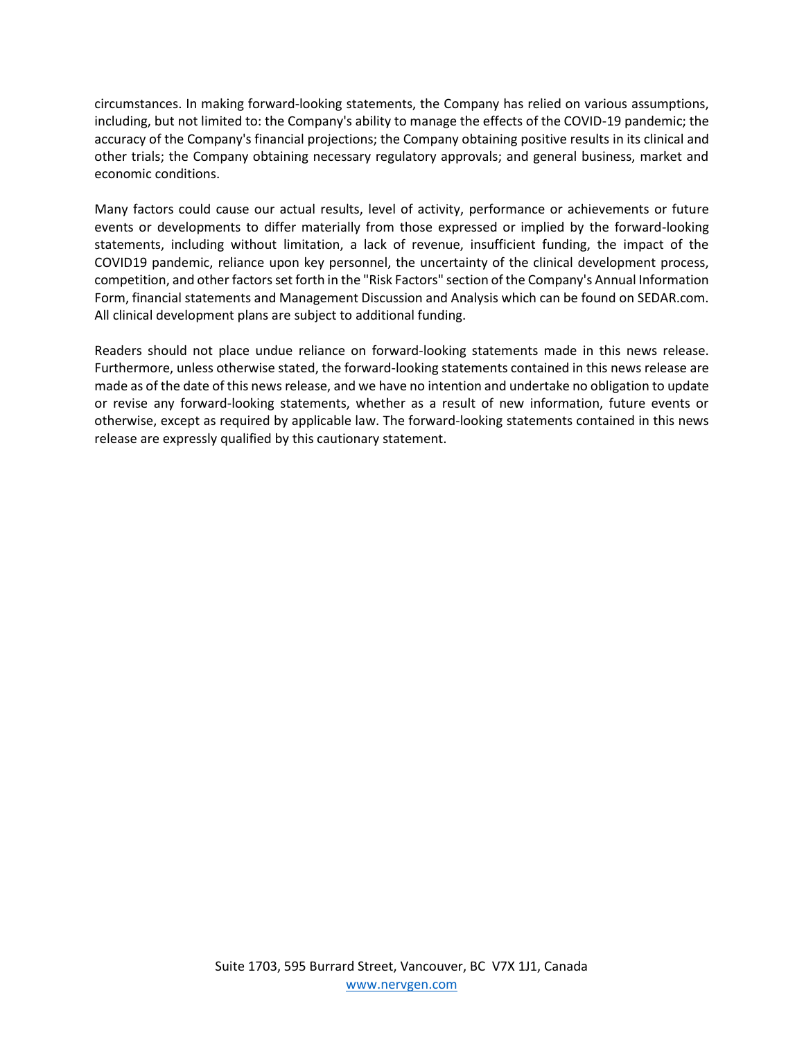circumstances. In making forward-looking statements, the Company has relied on various assumptions, including, but not limited to: the Company's ability to manage the effects of the COVID-19 pandemic; the accuracy of the Company's financial projections; the Company obtaining positive results in its clinical and other trials; the Company obtaining necessary regulatory approvals; and general business, market and economic conditions.

Many factors could cause our actual results, level of activity, performance or achievements or future events or developments to differ materially from those expressed or implied by the forward-looking statements, including without limitation, a lack of revenue, insufficient funding, the impact of the COVID19 pandemic, reliance upon key personnel, the uncertainty of the clinical development process, competition, and other factors set forth in the "Risk Factors" section of the Company's Annual Information Form, financial statements and Management Discussion and Analysis which can be found on SEDAR.com. All clinical development plans are subject to additional funding.

Readers should not place undue reliance on forward-looking statements made in this news release. Furthermore, unless otherwise stated, the forward-looking statements contained in this news release are made as of the date of this news release, and we have no intention and undertake no obligation to update or revise any forward-looking statements, whether as a result of new information, future events or otherwise, except as required by applicable law. The forward-looking statements contained in this news release are expressly qualified by this cautionary statement.